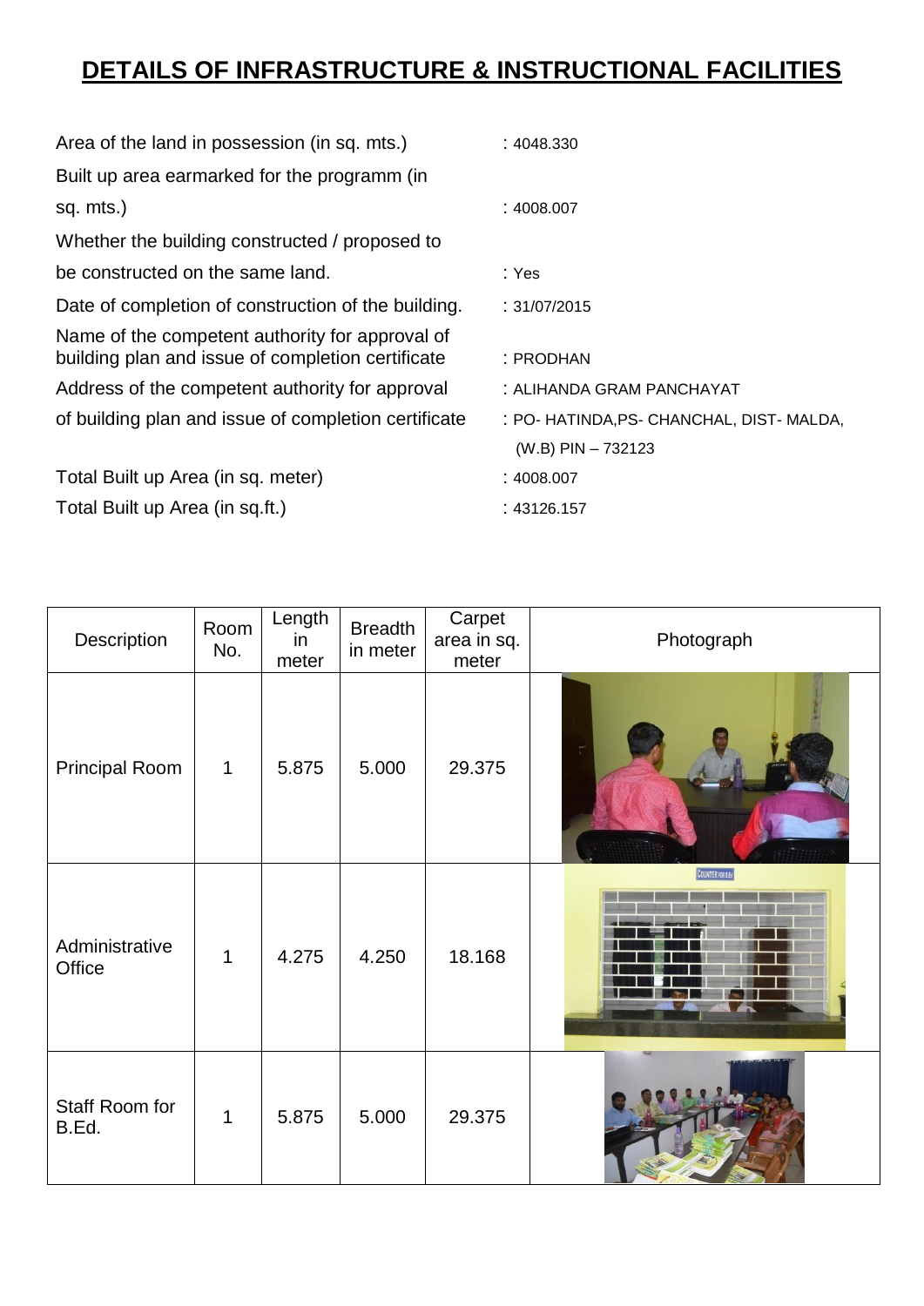# DETAILS OF INFRASTRUCTURE & INSTRUCTIONAL FACILITIES

| | |
|---|---|
| Area of the land in possession (in sq. mts.) | : 4048.330 |
| Built up area earmarked for the programm (in sq. mts.) | : 4008.007 |
| Whether the building constructed / proposed to be constructed on the same land. | : Yes |
| Date of completion of construction of the building. | : 31/07/2015 |
| Name of the competent authority for approval of building plan and issue of completion certificate | : PRODHAN |
| Address of the competent authority for approval of building plan and issue of completion certificate | : ALIHANDA GRAM PANCHAYAT<br>: PO- HATINDA,PS- CHANCHAL, DIST- MALDA, (W.B) PIN – 732123 |
| Total Built up Area (in sq. meter) | : 4008.007 |
| Total Built up Area (in sq.ft.) | : 43126.157 |

| Description | Room No. | Length in meter | Breadth in meter | Carpet area in sq. meter | Photograph |
|---|---|---|---|---|---|
| Principal Room | 1 | 5.875 | 5.000 | 29.375 | |
| Administrative Office | 1 | 4.275 | 4.250 | 18.168 | |
| Staff Room for B.Ed. | 1 | 5.875 | 5.000 | 29.375 | |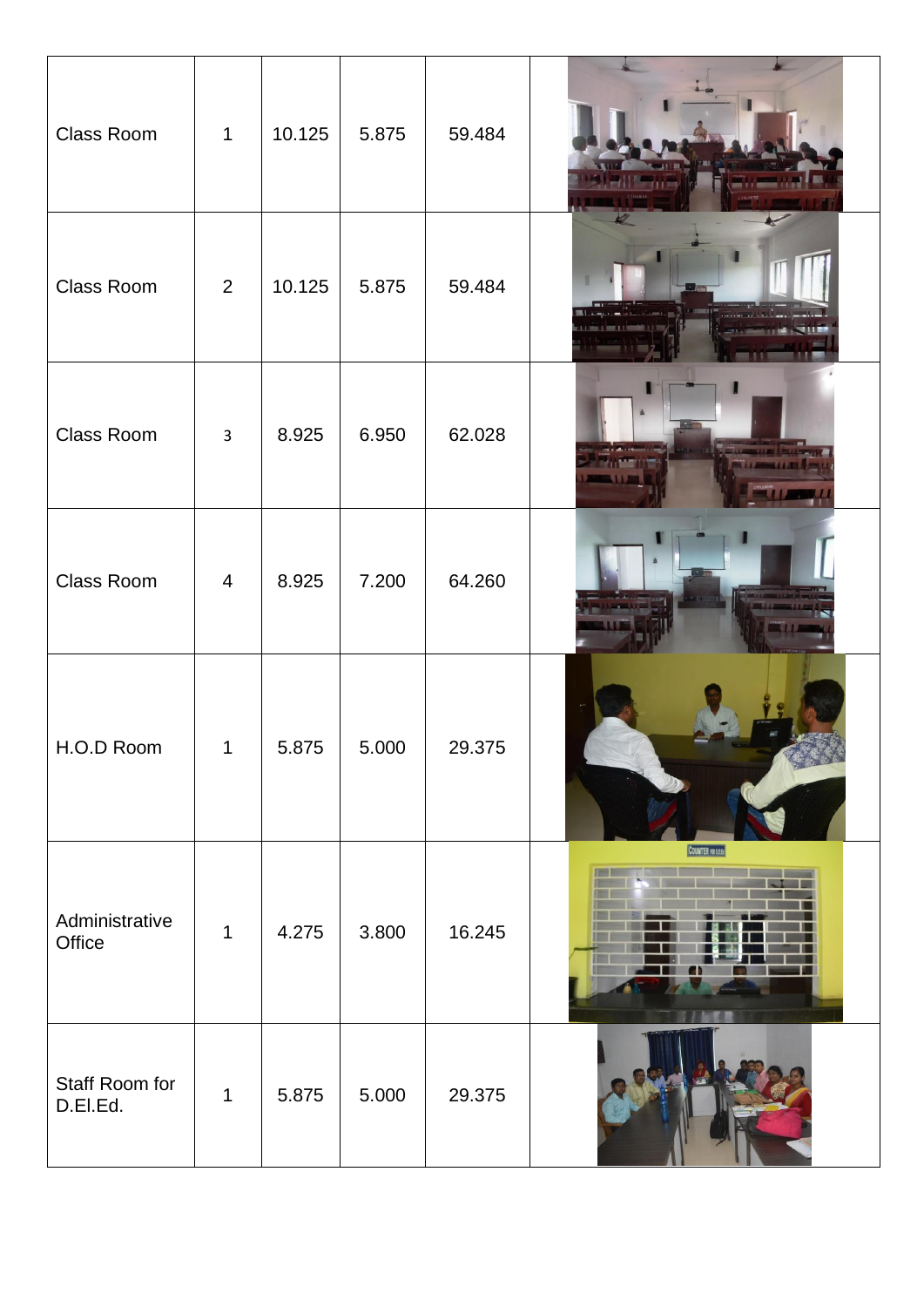| Class Room | 1 | 10.125 | 5.875 | 59.484 | |
|---|---|---|---|---|---|
| Class Room | 2 | 10.125 | 5.875 | 59.484 | |
| Class Room | 3 | 8.925 | 6.950 | 62.028 | |
| Class Room | 4 | 8.925 | 7.200 | 64.260 | |
| H.O.D Room | 1 | 5.875 | 5.000 | 29.375 | |
| Administrative Office | 1 | 4.275 | 3.800 | 16.245 | |
| Staff Room for D.El.Ed. | 1 | 5.875 | 5.000 | 29.375 | |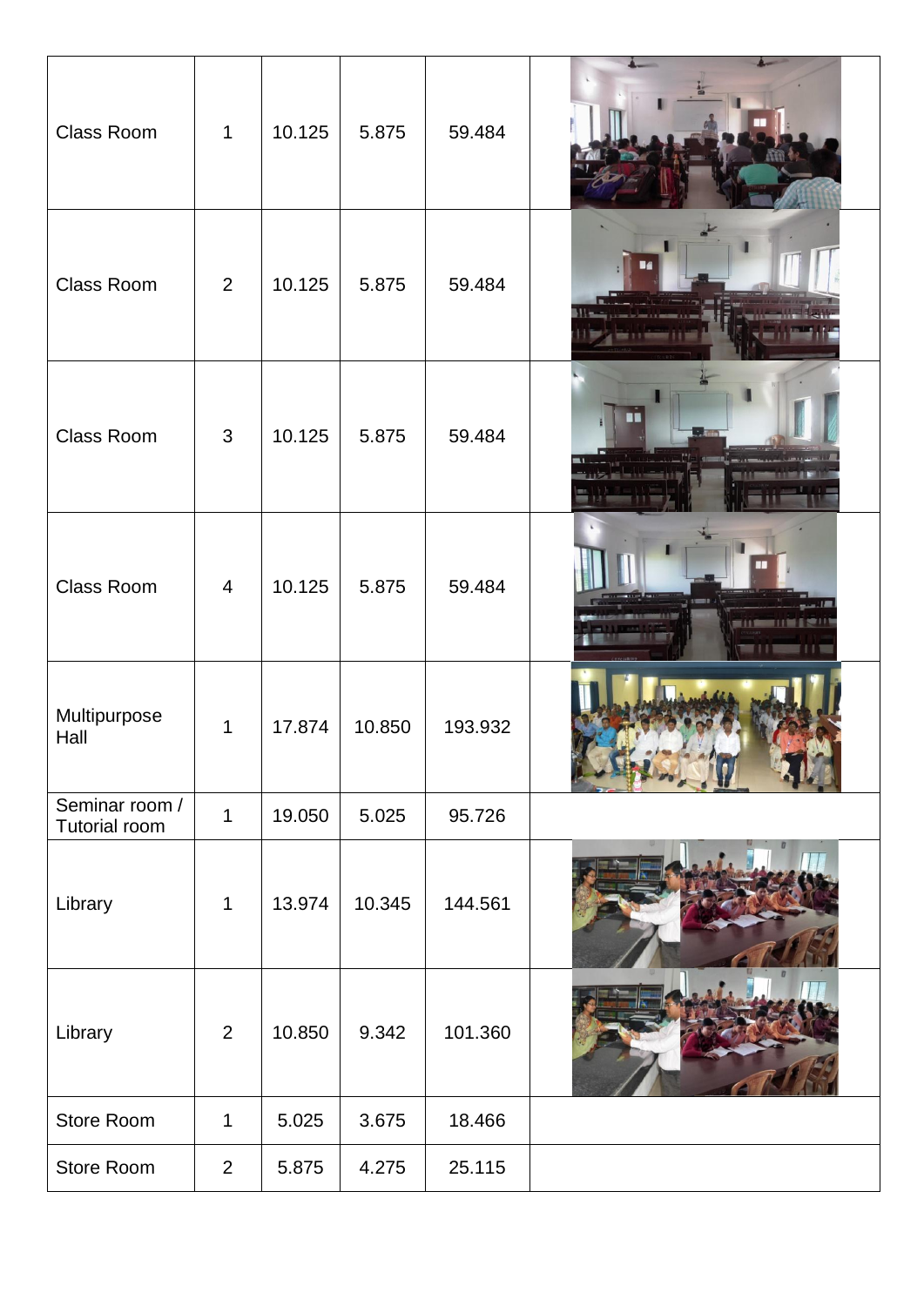| | | | | | |
|---|---|---|---|---|---|
| Class Room | 1 | 10.125 | 5.875 | 59.484 | |
| Class Room | 2 | 10.125 | 5.875 | 59.484 | |
| Class Room | 3 | 10.125 | 5.875 | 59.484 | |
| Class Room | 4 | 10.125 | 5.875 | 59.484 | |
| Multipurpose Hall | 1 | 17.874 | 10.850 | 193.932 | |
| Seminar room / Tutorial room | 1 | 19.050 | 5.025 | 95.726 | |
| Library | 1 | 13.974 | 10.345 | 144.561 | |
| Library | 2 | 10.850 | 9.342 | 101.360 | |
| Store Room | 1 | 5.025 | 3.675 | 18.466 | |
| Store Room | 2 | 5.875 | 4.275 | 25.115 | |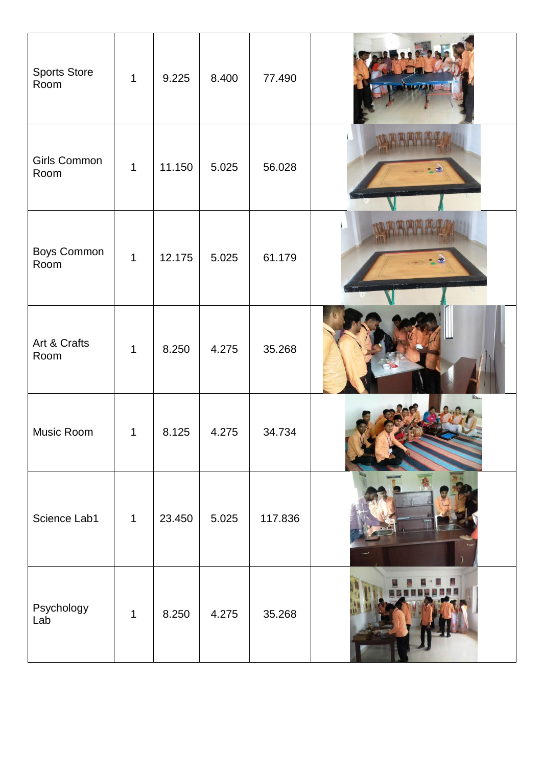| | | | | | |
|---|---|---|---|---|---|
| Sports Store Room | 1 | 9.225 | 8.400 | 77.490 | |
| Girls Common Room | 1 | 11.150 | 5.025 | 56.028 | |
| Boys Common Room | 1 | 12.175 | 5.025 | 61.179 | |
| Art & Crafts Room | 1 | 8.250 | 4.275 | 35.268 | |
| Music Room | 1 | 8.125 | 4.275 | 34.734 | |
| Science Lab1 | 1 | 23.450 | 5.025 | 117.836 | |
| Psychology Lab | 1 | 8.250 | 4.275 | 35.268 | |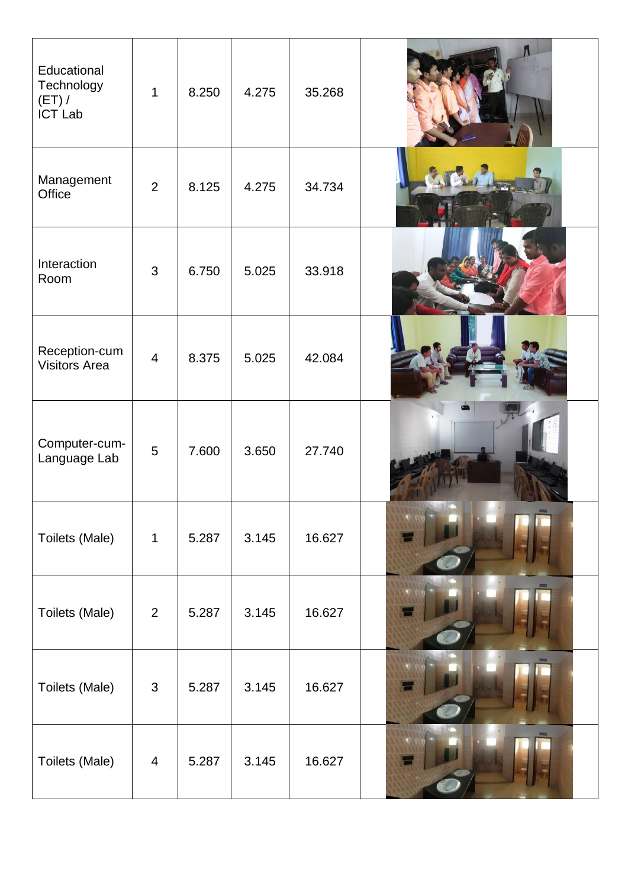| | | | | | |
|---|---|---|---|---|---|
| Educational Technology (ET) / ICT Lab | 1 | 8.250 | 4.275 | 35.268 | |
| Management Office | 2 | 8.125 | 4.275 | 34.734 | |
| Interaction Room | 3 | 6.750 | 5.025 | 33.918 | |
| Reception-cum Visitors Area | 4 | 8.375 | 5.025 | 42.084 | |
| Computer-cum-Language Lab | 5 | 7.600 | 3.650 | 27.740 | |
| Toilets (Male) | 1 | 5.287 | 3.145 | 16.627 | |
| Toilets (Male) | 2 | 5.287 | 3.145 | 16.627 | |
| Toilets (Male) | 3 | 5.287 | 3.145 | 16.627 | |
| Toilets (Male) | 4 | 5.287 | 3.145 | 16.627 | |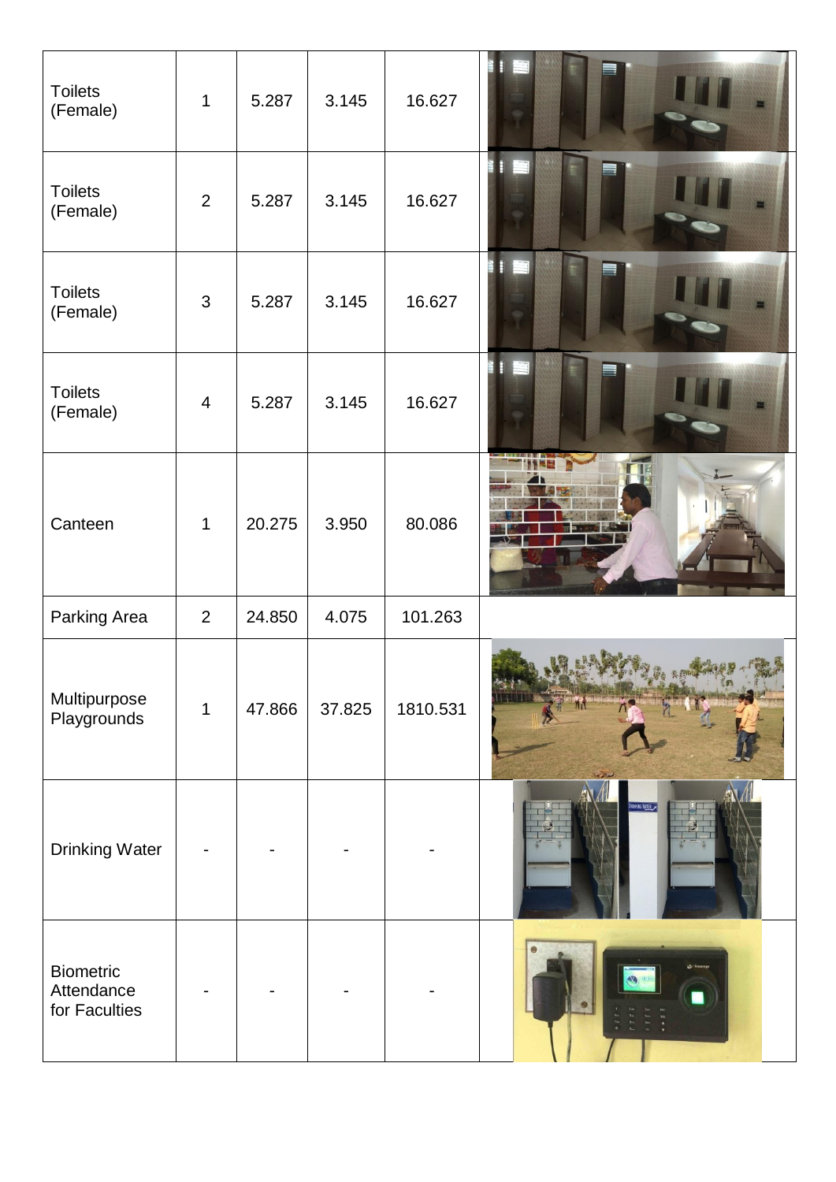| Toilets (Female) | 1 | 5.287 | 3.145 | 16.627 | |
|---|---|---|---|---|---|
| Toilets (Female) | 2 | 5.287 | 3.145 | 16.627 | |
| Toilets (Female) | 3 | 5.287 | 3.145 | 16.627 | |
| Toilets (Female) | 4 | 5.287 | 3.145 | 16.627 | |
| Canteen | 1 | 20.275 | 3.950 | 80.086 | |
| Parking Area | 2 | 24.850 | 4.075 | 101.263 | |
| Multipurpose Playgrounds | 1 | 47.866 | 37.825 | 1810.531 | |
| Drinking Water | - | - | - | - | |
| Biometric Attendance for Faculties | - | - | - | - | |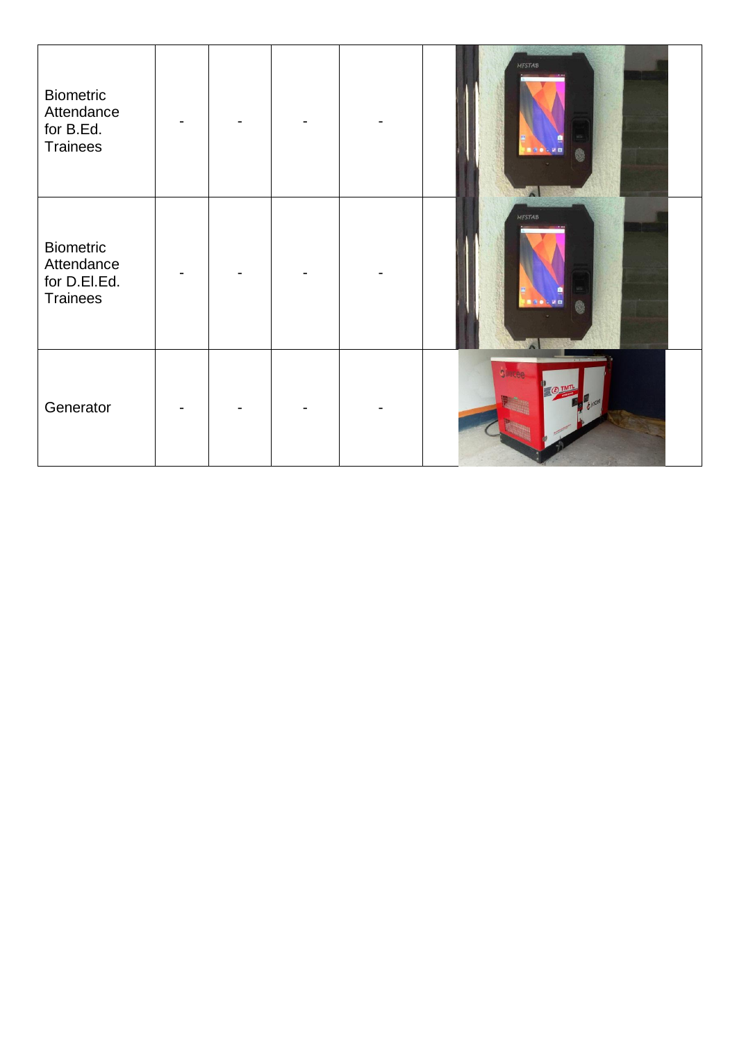| | | | | | | |
|---|---|---|---|---|---|---|
| Biometric Attendance for B.Ed. Trainees | - | - | - | - | | |
| Biometric Attendance for D.El.Ed. Trainees | - | - | - | - | | |
| Generator | - | - | - | - | | |